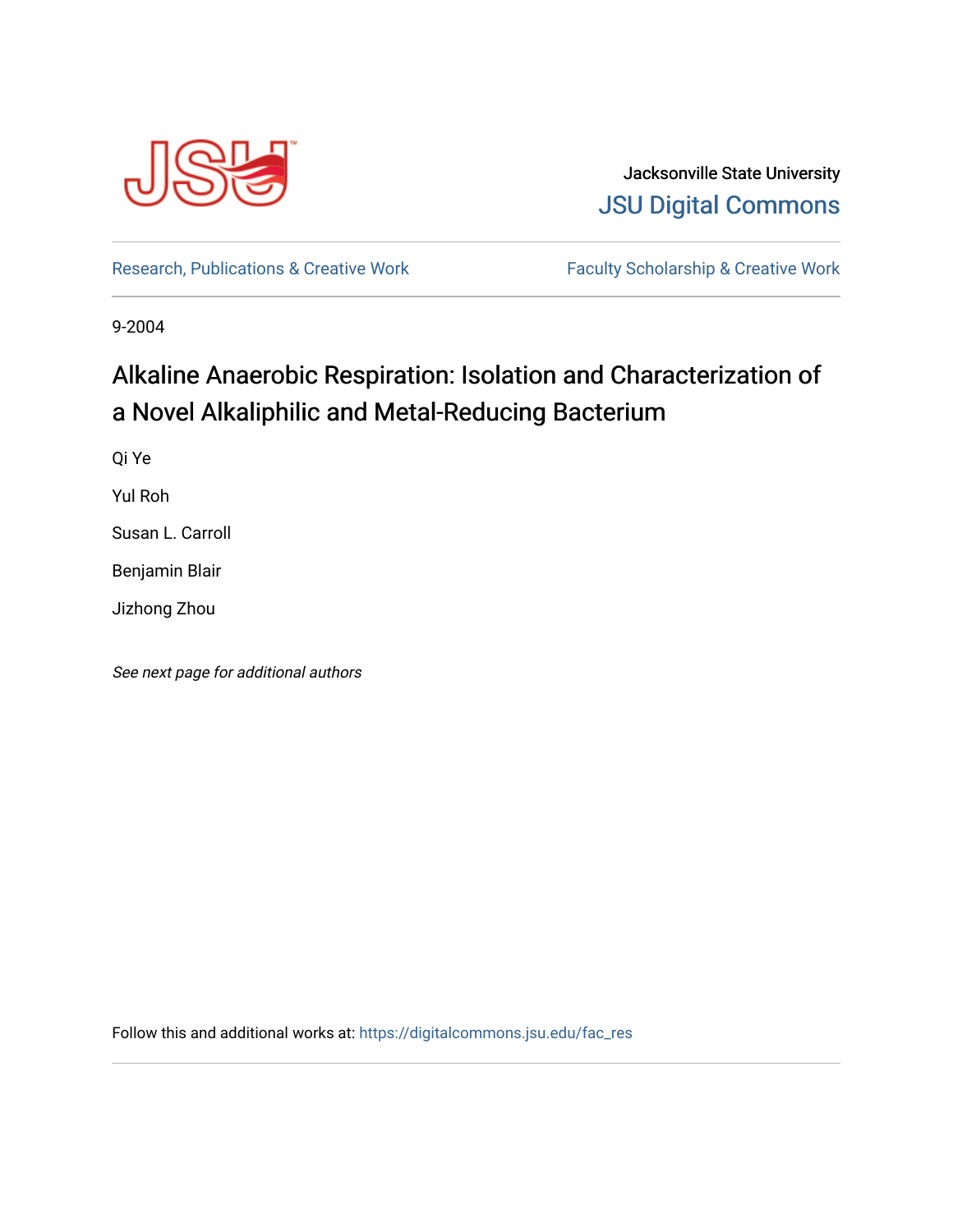Jacksonville State University

JSU Digital Commons

Research, Publications & Creative Work

Faculty Scholarship & Creative Work

9-2004

# Alkaline Anaerobic Respiration: Isolation and Characterization of a Novel Alkaliphilic and Metal-Reducing Bacterium

Qi Ye

Yul Roh

Susan L. Carroll

Benjamin Blair

Jizhong Zhou

*See next page for additional authors*

Follow this and additional works at: https://digitalcommons.jsu.edu/fac_res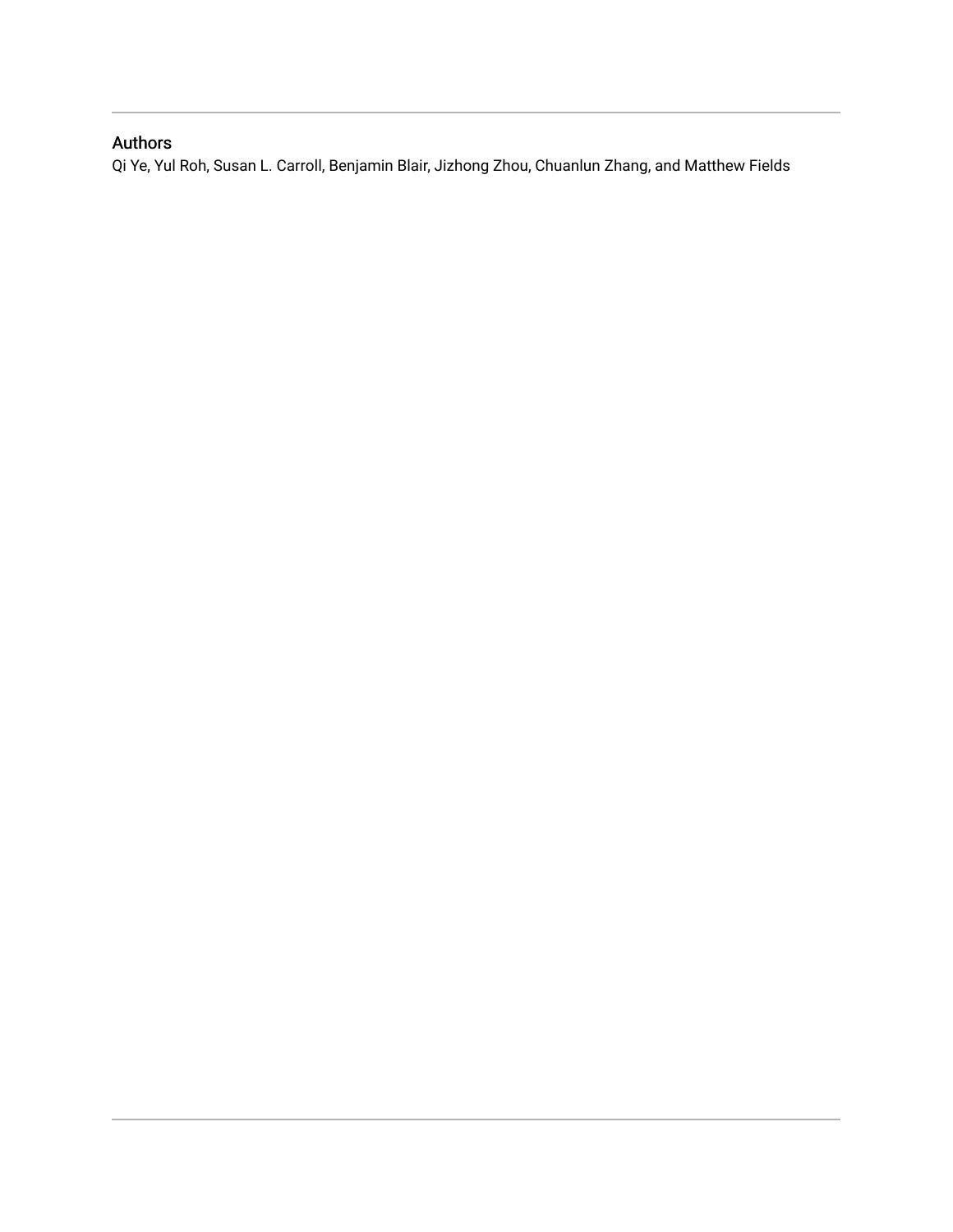## Authors

Qi Ye, Yul Roh, Susan L. Carroll, Benjamin Blair, Jizhong Zhou, Chuanlun Zhang, and Matthew Fields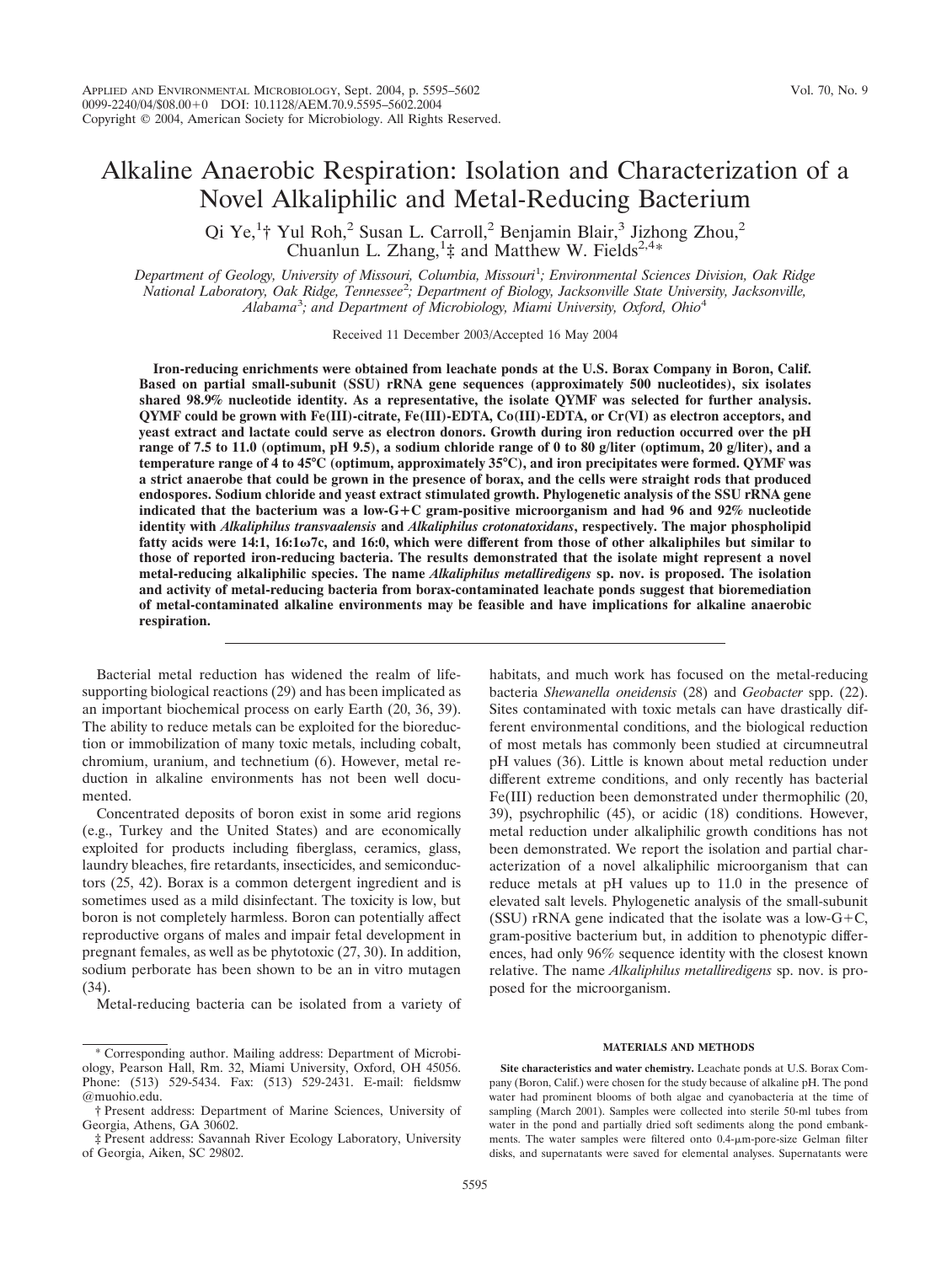# Alkaline Anaerobic Respiration: Isolation and Characterization of a Novel Alkaliphilic and Metal-Reducing Bacterium

Qi Ye,[1]† Yul Roh,[2] Susan L. Carroll,[2] Benjamin Blair,[3] Jizhong Zhou,[2] Chuanlun L. Zhang,[1]‡ and Matthew W. Fields[2,4]*

*Department of Geology, University of Missouri, Columbia, Missouri*[1]*; Environmental Sciences Division, Oak Ridge National Laboratory, Oak Ridge, Tennessee*[2]*; Department of Biology, Jacksonville State University, Jacksonville, Alabama*[3]*; and Department of Microbiology, Miami University, Oxford, Ohio*[4]

Received 11 December 2003/Accepted 16 May 2004

**Iron-reducing enrichments were obtained from leachate ponds at the U.S. Borax Company in Boron, Calif. Based on partial small-subunit (SSU) rRNA gene sequences (approximately 500 nucleotides), six isolates shared 98.9% nucleotide identity. As a representative, the isolate QYMF was selected for further analysis. QYMF could be grown with Fe(III)-citrate, Fe(III)-EDTA, Co(III)-EDTA, or Cr(VI) as electron acceptors, and yeast extract and lactate could serve as electron donors. Growth during iron reduction occurred over the pH range of 7.5 to 11.0 (optimum, pH 9.5), a sodium chloride range of 0 to 80 g/liter (optimum, 20 g/liter), and a temperature range of 4 to 45°C (optimum, approximately 35°C), and iron precipitates were formed. QYMF was a strict anaerobe that could be grown in the presence of borax, and the cells were straight rods that produced endospores. Sodium chloride and yeast extract stimulated growth. Phylogenetic analysis of the SSU rRNA gene indicated that the bacterium was a low-G+C gram-positive microorganism and had 96 and 92% nucleotide identity with *Alkaliphilus transvaalensis* and *Alkaliphilus crotonatoxidans*, respectively. The major phospholipid fatty acids were 14:1, 16:1ω7c, and 16:0, which were different from those of other alkaliphiles but similar to those of reported iron-reducing bacteria. The results demonstrated that the isolate might represent a novel metal-reducing alkaliphilic species. The name *Alkaliphilus metalliredigens* sp. nov. is proposed. The isolation and activity of metal-reducing bacteria from borax-contaminated leachate ponds suggest that bioremediation of metal-contaminated alkaline environments may be feasible and have implications for alkaline anaerobic respiration.**

Bacterial metal reduction has widened the realm of life-supporting biological reactions (29) and has been implicated as an important biochemical process on early Earth (20, 36, 39). The ability to reduce metals can be exploited for the bioreduction or immobilization of many toxic metals, including cobalt, chromium, uranium, and technetium (6). However, metal reduction in alkaline environments has not been well documented.

Concentrated deposits of boron exist in some arid regions (e.g., Turkey and the United States) and are economically exploited for products including fiberglass, ceramics, glass, laundry bleaches, fire retardants, insecticides, and semiconductors (25, 42). Borax is a common detergent ingredient and is sometimes used as a mild disinfectant. The toxicity is low, but boron is not completely harmless. Boron can potentially affect reproductive organs of males and impair fetal development in pregnant females, as well as be phytotoxic (27, 30). In addition, sodium perborate has been shown to be an in vitro mutagen (34).

Metal-reducing bacteria can be isolated from a variety of habitats, and much work has focused on the metal-reducing bacteria *Shewanella oneidensis* (28) and *Geobacter* spp. (22). Sites contaminated with toxic metals can have drastically different environmental conditions, and the biological reduction of most metals has commonly been studied at circumneutral pH values (36). Little is known about metal reduction under different extreme conditions, and only recently has bacterial Fe(III) reduction been demonstrated under thermophilic (20, 39), psychrophilic (45), or acidic (18) conditions. However, metal reduction under alkaliphilic growth conditions has not been demonstrated. We report the isolation and partial characterization of a novel alkaliphilic microorganism that can reduce metals at pH values up to 11.0 in the presence of elevated salt levels. Phylogenetic analysis of the small-subunit (SSU) rRNA gene indicated that the isolate was a low-G+C, gram-positive bacterium but, in addition to phenotypic differences, had only 96% sequence identity with the closest known relative. The name *Alkaliphilus metalliredigens* sp. nov. is proposed for the microorganism.

## MATERIALS AND METHODS

**Site characteristics and water chemistry.** Leachate ponds at U.S. Borax Company (Boron, Calif.) were chosen for the study because of alkaline pH. The pond water had prominent blooms of both algae and cyanobacteria at the time of sampling (March 2001). Samples were collected into sterile 50-ml tubes from water in the pond and partially dried soft sediments along the pond embankments. The water samples were filtered onto 0.4-μm-pore-size Gelman filter disks, and supernatants were saved for elemental analyses. Supernatants were

* Corresponding author. Mailing address: Department of Microbiology, Pearson Hall, Rm. 32, Miami University, Oxford, OH 45056. Phone: (513) 529-5434. Fax: (513) 529-2431. E-mail: fieldsmw@muohio.edu.

† Present address: Department of Marine Sciences, University of Georgia, Athens, GA 30602.

‡ Present address: Savannah River Ecology Laboratory, University of Georgia, Aiken, SC 29802.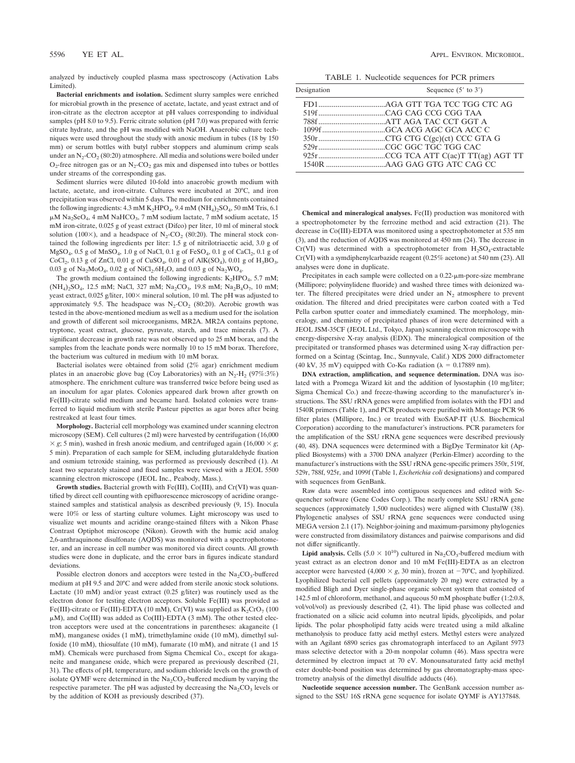analyzed by inductively coupled plasma mass spectroscopy (Activation Labs Limited).

**Bacterial enrichments and isolation.** Sediment slurry samples were enriched for microbial growth in the presence of acetate, lactate, and yeast extract and of iron-citrate as the electron acceptor at pH values corresponding to individual samples (pH 8.0 to 9.5). Ferric citrate solution (pH 7.0) was prepared with ferric citrate hydrate, and the pH was modified with NaOH. Anaerobic culture techniques were used throughout the study with anoxic medium in tubes (18 by 150 mm) or serum bottles with butyl rubber stoppers and aluminum crimp seals under an $N_2$-$CO_2$ (80:20) atmosphere. All media and solutions were boiled under $O_2$-free nitrogen gas or an $N_2$-$CO_2$ gas mix and dispensed into tubes or bottles under streams of the corresponding gas.

Sediment slurries were diluted 10-fold into anaerobic growth medium with lactate, acetate, and iron-citrate. Cultures were incubated at 20°C, and iron precipitation was observed within 5 days. The medium for enrichments contained the following ingredients: 4.3 mM $K_2HPO_4$, 9.4 mM $(NH_4)_2SO_4$, 50 mM Tris, 6.1 μM $Na_2SeO_4$, 4 mM $NaHCO_3$, 7 mM sodium lactate, 7 mM sodium acetate, 15 mM iron-citrate, 0.025 g of yeast extract (Difco) per liter, 10 ml of mineral stock solution (100×), and a headspace of $N_2$-$CO_2$ (80:20). The mineral stock contained the following ingredients per liter: 1.5 g of nitrilotriacetic acid, 3.0 g of $MgSO_4$, 0.5 g of $MnSO_4$, 1.0 g of NaCl, 0.1 g of $FeSO_4$, 0.1 g of $CaCl_2$, 0.1 g of $CoCl_2$, 0.13 g of ZnCl, 0.01 g of $CuSO_4$, 0.01 g of $AlK(SO_4)$, 0.01 g of $H_3BO_3$, 0.03 g of $Na_2MoO_4$, 0.02 g of $NiCl_2.6H_2O$, and 0.03 g of $Na_2WO_4$.

The growth medium contained the following ingredients: $K_2HPO_4$, 5.7 mM; $(NH_4)_2SO_4$, 12.5 mM; NaCl, 327 mM; $Na_2CO_3$, 19.8 mM; $Na_2B_4O_7$, 10 mM; yeast extract, 0.025 g/liter, 100× mineral solution, 10 ml. The pH was adjusted to approximately 9.5. The headspace was $N_2$-$CO_2$ (80:20). Aerobic growth was tested in the above-mentioned medium as well as a medium used for the isolation and growth of different soil microorganisms, MR2A. MR2A contains peptone, tryptone, yeast extract, glucose, pyruvate, starch, and trace minerals (7). A significant decrease in growth rate was not observed up to 25 mM borax, and the samples from the leachate ponds were normally 10 to 15 mM borax. Therefore, the bacterium was cultured in medium with 10 mM borax.

Bacterial isolates were obtained from solid (2% agar) enrichment medium plates in an anaerobic glove bag (Coy Laboratories) with an $N_2$-$H_2$ (97%:3%) atmosphere. The enrichment culture was transferred twice before being used as an inoculum for agar plates. Colonies appeared dark brown after growth on Fe(III)-citrate solid medium and became hard. Isolated colonies were transferred to liquid medium with sterile Pasteur pipettes as agar bores after being restreaked at least four times.

**Morphology.** Bacterial cell morphology was examined under scanning electron microscopy (SEM). Cell cultures (2 ml) were harvested by centrifugation (16,000 × *g*; 5 min), washed in fresh anoxic medium, and centrifuged again (16,000 × *g*; 5 min). Preparation of each sample for SEM, including glutaraldehyde fixation and osmium tetroxide staining, was performed as previously described (1). At least two separately stained and fixed samples were viewed with a JEOL 5500 scanning electron microscope (JEOL Inc., Peabody, Mass.).

**Growth studies.** Bacterial growth with Fe(III), Co(III), and Cr(VI) was quantified by direct cell counting with epifluorescence microscopy of acridine orange-stained samples and statistical analysis as described previously (9, 15). Inocula were 10% or less of starting culture volumes. Light microscopy was used to visualize wet mounts and acridine orange-stained filters with a Nikon Phase Contrast Optiphot microscope (Nikon). Growth with the humic acid analog 2,6-anthraquinone disulfonate (AQDS) was monitored with a spectrophotometer, and an increase in cell number was monitored via direct counts. All growth studies were done in duplicate, and the error bars in figures indicate standard deviations.

Possible electron donors and acceptors were tested in the $Na_2CO_3$-buffered medium at pH 9.5 and 20°C and were added from sterile anoxic stock solutions. Lactate (10 mM) and/or yeast extract (0.25 g/liter) was routinely used as the electron donor for testing electron acceptors. Soluble Fe(III) was provided as Fe(III)-citrate or Fe(III)-EDTA (10 mM), Cr(VI) was supplied as $K_2CrO_7$ (100 μM), and Co(III) was added as Co(III)-EDTA (3 mM). The other tested electron acceptors were used at the concentrations in parentheses: akaganeite (1 mM), manganese oxides (1 mM), trimethylamine oxide (10 mM), dimethyl sulfoxide (10 mM), thiosulfate (10 mM), fumarate (10 mM), and nitrate (1 and 15 mM). Chemicals were purchased from Sigma Chemical Co., except for akaganeite and manganese oxide, which were prepared as previously described (21, 31). The effects of pH, temperature, and sodium chloride levels on the growth of isolate QYMF were determined in the $Na_2CO_3$-buffered medium by varying the respective parameter. The pH was adjusted by decreasing the $Na_2CO_3$ levels or by the addition of KOH as previously described (37).

TABLE 1. Nucleotide sequences for PCR primers

| Designation | Sequence (5′ to 3′) |
|---|---|
| FD1 | AGA GTT TGA TCC TGG CTC AG |
| 519f | CAG CAG CCG CGG TAA |
| 788f | ATT AGA TAC CCT GGT A |
| 1099f | GCA ACG AGC GCA ACC C |
| 350r | CTG CTG C(gc)(ct) CCC GTA G |
| 529r | CGC GGC TGC TGG CAC |
| 925r | CCG TCA ATT C(ac)T TT(ag) AGT TT |
| 1540R | AAG GAG GTG ATC CAG CC |

**Chemical and mineralogical analyses.** Fe(II) production was monitored with a spectrophotometer by the ferrozine method and acid extraction (21). The decrease in Co(III)-EDTA was monitored using a spectrophotometer at 535 nm (3), and the reduction of AQDS was monitored at 450 nm (24). The decrease in Cr(VI) was determined with a spectrophotometer from $H_2SO_4$-extractable Cr(VI) with a symdiphenylcarbazide reagent (0.25% acetone) at 540 nm (23). All analyses were done in duplicate.

Precipitates in each sample were collected on a 0.22-μm-pore-size membrane (Millipore; polyvinylidene fluoride) and washed three times with deionized water. The filtered precipitates were dried under an $N_2$ atmosphere to prevent oxidation. The filtered and dried precipitates were carbon coated with a Ted Pella carbon sputter coater and immediately examined. The morphology, mineralogy, and chemistry of precipitated phases of iron were determined with a JEOL JSM-35CF (JEOL Ltd., Tokyo, Japan) scanning electron microscope with energy-dispersive X-ray analysis (EDX). The mineralogical composition of the precipitated or transformed phases was determined using X-ray diffraction performed on a Scintag (Scintag, Inc., Sunnyvale, Calif.) XDS 2000 diffractometer (40 kV, 35 mV) equipped with Co-Kα radiation (λ = 0.17889 nm).

**DNA extraction, amplification, and sequence determination.** DNA was isolated with a Promega Wizard kit and the addition of lysostaphin (10 mg/liter; Sigma Chemical Co.) and freeze-thawing according to the manufacturer's instructions. The SSU rRNA genes were amplified from isolates with the FD1 and 1540R primers (Table 1), and PCR products were purified with Montage PCR 96 filter plates (Millipore, Inc.) or treated with ExoSAP-IT (U.S. Biochemical Corporation) according to the manufacturer's instructions. PCR parameters for the amplification of the SSU rRNA gene sequences were described previously (40, 48). DNA sequences were determined with a BigDye Terminator kit (Applied Biosystems) with a 3700 DNA analyzer (Perkin-Elmer) according to the manufacturer's instructions with the SSU rRNA gene-specific primers 350r, 519f, 529r, 788f, 925r, and 1099f (Table 1, *Escherichia coli* designations) and compared with sequences from GenBank.

Raw data were assembled into contiguous sequences and edited with Sequencher software (Gene Codes Corp.). The nearly complete SSU rRNA gene sequences (approximately 1,500 nucleotides) were aligned with ClustalW (38). Phylogenetic analyses of SSU rRNA gene sequences were conducted using MEGA version 2.1 (17). Neighbor-joining and maximum-parsimony phylogenies were constructed from dissimilatory distances and pairwise comparisons and did not differ significantly.

**Lipid analysis.** Cells ($5.0 \times 10^{10}$) cultured in $Na_2CO_3$-buffered medium with yeast extract as an electron donor and 10 mM Fe(III)-EDTA as an electron acceptor were harvested (4,000 × *g*, 30 min), frozen at −70°C, and lyophilized. Lyophilized bacterial cell pellets (approximately 20 mg) were extracted by a modified Bligh and Dyer single-phase organic solvent system that consisted of 142.5 ml of chloroform, methanol, and aqueous 50 mM phosphate buffer (1:2:0.8, vol/vol/vol) as previously described (2, 41). The lipid phase was collected and fractionated on a silicic acid column into neutral lipids, glycolipids, and polar lipids. The polar phospholipid fatty acids were treated using a mild alkaline methanolysis to produce fatty acid methyl esters. Methyl esters were analyzed with an Agilent 6890 series gas chromatograph interfaced to an Agilent 5973 mass selective detector with a 20-m nonpolar column (46). Mass spectra were determined by electron impact at 70 eV. Monounsaturated fatty acid methyl ester double-bond position was determined by gas chromatography-mass spectrometry analysis of the dimethyl disulfide adducts (46).

**Nucleotide sequence accession number.** The GenBank accession number assigned to the SSU 16S rRNA gene sequence for isolate QYMF is AY137848.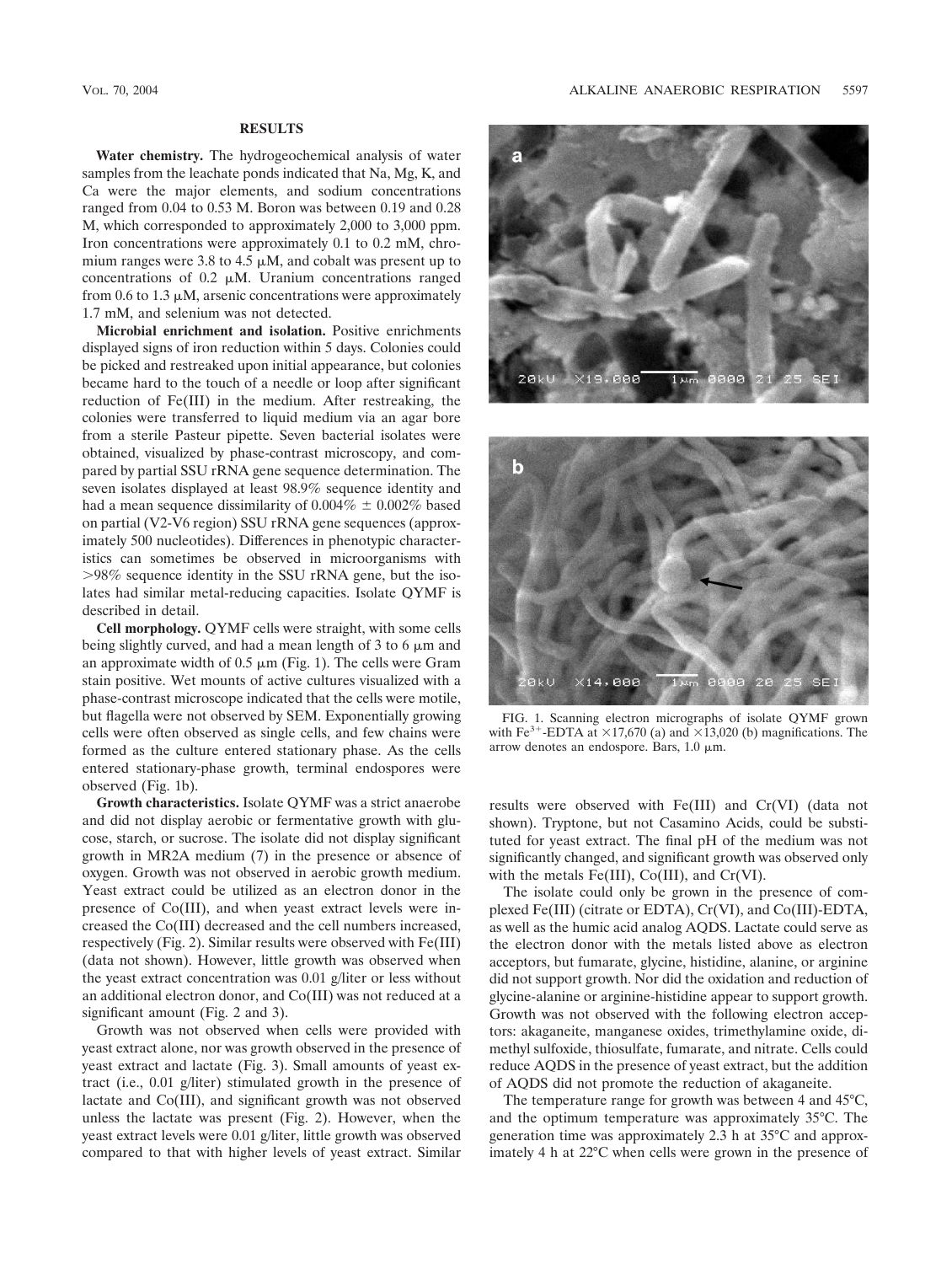## RESULTS

**Water chemistry.** The hydrogeochemical analysis of water samples from the leachate ponds indicated that Na, Mg, K, and Ca were the major elements, and sodium concentrations ranged from 0.04 to 0.53 M. Boron was between 0.19 and 0.28 M, which corresponded to approximately 2,000 to 3,000 ppm. Iron concentrations were approximately 0.1 to 0.2 mM, chromium ranges were 3.8 to 4.5 μM, and cobalt was present up to concentrations of 0.2 μM. Uranium concentrations ranged from 0.6 to 1.3 μM, arsenic concentrations were approximately 1.7 mM, and selenium was not detected.

**Microbial enrichment and isolation.** Positive enrichments displayed signs of iron reduction within 5 days. Colonies could be picked and restreaked upon initial appearance, but colonies became hard to the touch of a needle or loop after significant reduction of Fe(III) in the medium. After restreaking, the colonies were transferred to liquid medium via an agar bore from a sterile Pasteur pipette. Seven bacterial isolates were obtained, visualized by phase-contrast microscopy, and compared by partial SSU rRNA gene sequence determination. The seven isolates displayed at least 98.9% sequence identity and had a mean sequence dissimilarity of 0.004% ± 0.002% based on partial (V2-V6 region) SSU rRNA gene sequences (approximately 500 nucleotides). Differences in phenotypic characteristics can sometimes be observed in microorganisms with >98% sequence identity in the SSU rRNA gene, but the isolates had similar metal-reducing capacities. Isolate QYMF is described in detail.

**Cell morphology.** QYMF cells were straight, with some cells being slightly curved, and had a mean length of 3 to 6 μm and an approximate width of 0.5 μm (Fig. 1). The cells were Gram stain positive. Wet mounts of active cultures visualized with a phase-contrast microscope indicated that the cells were motile, but flagella were not observed by SEM. Exponentially growing cells were often observed as single cells, and few chains were formed as the culture entered stationary phase. As the cells entered stationary-phase growth, terminal endospores were observed (Fig. 1b).

**Growth characteristics.** Isolate QYMF was a strict anaerobe and did not display aerobic or fermentative growth with glucose, starch, or sucrose. The isolate did not display significant growth in MR2A medium (7) in the presence or absence of oxygen. Growth was not observed in aerobic growth medium. Yeast extract could be utilized as an electron donor in the presence of Co(III), and when yeast extract levels were increased the Co(III) decreased and the cell numbers increased, respectively (Fig. 2). Similar results were observed with Fe(III) (data not shown). However, little growth was observed when the yeast extract concentration was 0.01 g/liter or less without an additional electron donor, and Co(III) was not reduced at a significant amount (Fig. 2 and 3).

Growth was not observed when cells were provided with yeast extract alone, nor was growth observed in the presence of yeast extract and lactate (Fig. 3). Small amounts of yeast extract (i.e., 0.01 g/liter) stimulated growth in the presence of lactate and Co(III), and significant growth was not observed unless the lactate was present (Fig. 2). However, when the yeast extract levels were 0.01 g/liter, little growth was observed compared to that with higher levels of yeast extract. Similar results were observed with Fe(III) and Cr(VI) (data not shown). Tryptone, but not Casamino Acids, could be substituted for yeast extract. The final pH of the medium was not significantly changed, and significant growth was observed only with the metals Fe(III), Co(III), and Cr(VI).

The isolate could only be grown in the presence of complexed Fe(III) (citrate or EDTA), Cr(VI), and Co(III)-EDTA, as well as the humic acid analog AQDS. Lactate could serve as the electron donor with the metals listed above as electron acceptors, but fumarate, glycine, histidine, alanine, or arginine did not support growth. Nor did the oxidation and reduction of glycine-alanine or arginine-histidine appear to support growth. Growth was not observed with the following electron acceptors: akaganeite, manganese oxides, trimethylamine oxide, dimethyl sulfoxide, thiosulfate, fumarate, and nitrate. Cells could reduce AQDS in the presence of yeast extract, but the addition of AQDS did not promote the reduction of akaganeite.

The temperature range for growth was between 4 and 45°C, and the optimum temperature was approximately 35°C. The generation time was approximately 2.3 h at 35°C and approximately 4 h at 22°C when cells were grown in the presence of

FIG. 1. Scanning electron micrographs of isolate QYMF grown with $Fe^{3+}$-EDTA at ×17,670 (a) and ×13,020 (b) magnifications. The arrow denotes an endospore. Bars, 1.0 μm.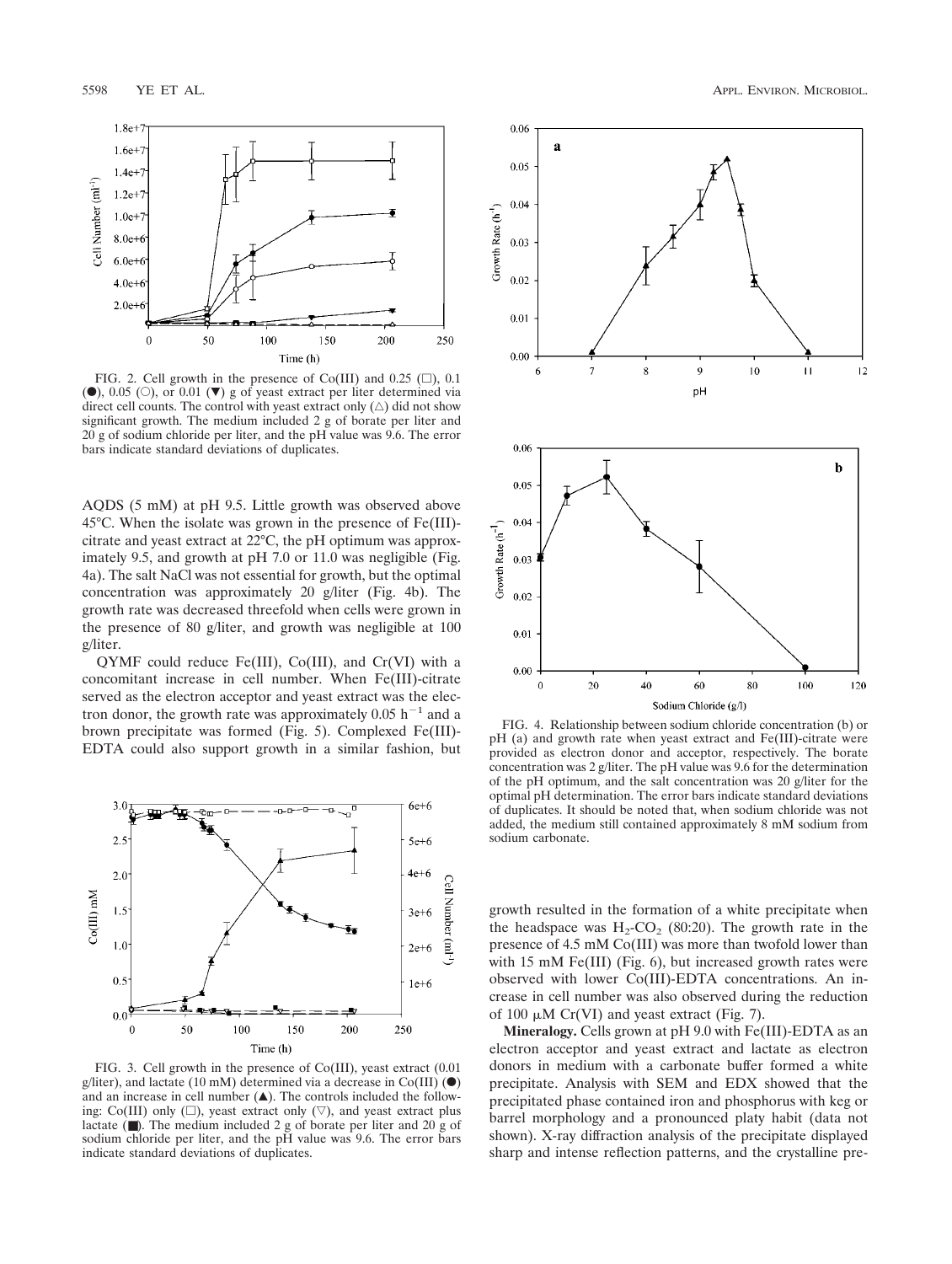FIG. 2. Cell growth in the presence of Co(III) and 0.25 (□), 0.1 (●), 0.05 (○), or 0.01 (▼) g of yeast extract per liter determined via direct cell counts. The control with yeast extract only (△) did not show significant growth. The medium included 2 g of borate per liter and 20 g of sodium chloride per liter, and the pH value was 9.6. The error bars indicate standard deviations of duplicates.

AQDS (5 mM) at pH 9.5. Little growth was observed above 45°C. When the isolate was grown in the presence of Fe(III)-citrate and yeast extract at 22°C, the pH optimum was approximately 9.5, and growth at pH 7.0 or 11.0 was negligible (Fig. 4a). The salt NaCl was not essential for growth, but the optimal concentration was approximately 20 g/liter (Fig. 4b). The growth rate was decreased threefold when cells were grown in the presence of 80 g/liter, and growth was negligible at 100 g/liter.

QYMF could reduce Fe(III), Co(III), and Cr(VI) with a concomitant increase in cell number. When Fe(III)-citrate served as the electron acceptor and yeast extract was the electron donor, the growth rate was approximately 0.05 $h^{-1}$ and a brown precipitate was formed (Fig. 5). Complexed Fe(III)-EDTA could also support growth in a similar fashion, but growth resulted in the formation of a white precipitate when the headspace was $H_2$-$CO_2$ (80:20). The growth rate in the presence of 4.5 mM Co(III) was more than twofold lower than with 15 mM Fe(III) (Fig. 6), but increased growth rates were observed with lower Co(III)-EDTA concentrations. An increase in cell number was also observed during the reduction of 100 μM Cr(VI) and yeast extract (Fig. 7).

FIG. 3. Cell growth in the presence of Co(III), yeast extract (0.01 g/liter), and lactate (10 mM) determined via a decrease in Co(III) (●) and an increase in cell number (▲). The controls included the following: Co(III) only (□), yeast extract only (▽), and yeast extract plus lactate (■). The medium included 2 g of borate per liter and 20 g of sodium chloride per liter, and the pH value was 9.6. The error bars indicate standard deviations of duplicates.

FIG. 4. Relationship between sodium chloride concentration (b) or pH (a) and growth rate when yeast extract and Fe(III)-citrate were provided as electron donor and acceptor, respectively. The borate concentration was 2 g/liter. The pH value was 9.6 for the determination of the pH optimum, and the salt concentration was 20 g/liter for the optimal pH determination. The error bars indicate standard deviations of duplicates. It should be noted that, when sodium chloride was not added, the medium still contained approximately 8 mM sodium from sodium carbonate.

**Mineralogy.** Cells grown at pH 9.0 with Fe(III)-EDTA as an electron acceptor and yeast extract and lactate as electron donors in medium with a carbonate buffer formed a white precipitate. Analysis with SEM and EDX showed that the precipitated phase contained iron and phosphorus with keg or barrel morphology and a pronounced platy habit (data not shown). X-ray diffraction analysis of the precipitate displayed sharp and intense reflection patterns, and the crystalline pre-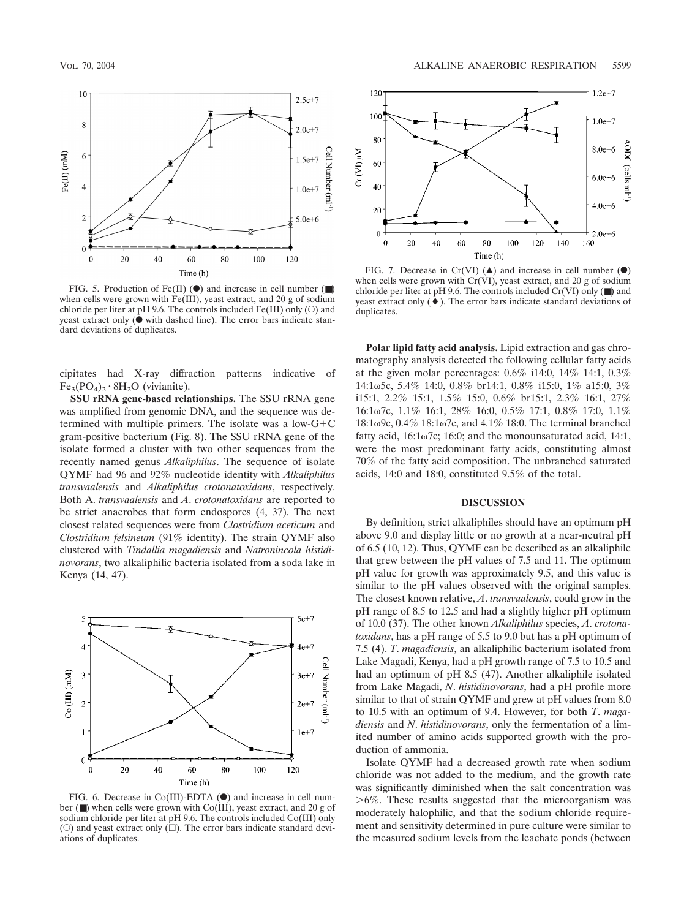FIG. 5. Production of Fe(II) (●) and increase in cell number (■) when cells were grown with Fe(III), yeast extract, and 20 g of sodium chloride per liter at pH 9.6. The controls included Fe(III) only (○) and yeast extract only (● with dashed line). The error bars indicate standard deviations of duplicates.

cipitates had X-ray diffraction patterns indicative of $Fe_3(PO_4)_2 \cdot 8H_2O$ (vivianite).

**SSU rRNA gene-based relationships.** The SSU rRNA gene was amplified from genomic DNA, and the sequence was determined with multiple primers. The isolate was a low-G+C gram-positive bacterium (Fig. 8). The SSU rRNA gene of the isolate formed a cluster with two other sequences from the recently named genus *Alkaliphilus*. The sequence of isolate QYMF had 96 and 92% nucleotide identity with *Alkaliphilus transvaalensis* and *Alkaliphilus crotonatoxidans*, respectively. Both A. *transvaalensis* and *A*. *crotonatoxidans* are reported to be strict anaerobes that form endospores (4, 37). The next closest related sequences were from *Clostridium aceticum* and *Clostridium felsineum* (91% identity). The strain QYMF also clustered with *Tindallia magadiensis* and *Natronincola histidinovorans*, two alkaliphilic bacteria isolated from a soda lake in Kenya (14, 47).

FIG. 6. Decrease in Co(III)-EDTA (●) and increase in cell number (■) when cells were grown with Co(III), yeast extract, and 20 g of sodium chloride per liter at pH 9.6. The controls included Co(III) only (○) and yeast extract only (□). The error bars indicate standard deviations of duplicates.

FIG. 7. Decrease in Cr(VI) (▲) and increase in cell number (●) when cells were grown with Cr(VI), yeast extract, and 20 g of sodium chloride per liter at pH 9.6. The controls included Cr(VI) only (■) and yeast extract only (♦). The error bars indicate standard deviations of duplicates.

**Polar lipid fatty acid analysis.** Lipid extraction and gas chromatography analysis detected the following cellular fatty acids at the given molar percentages: 0.6% i14:0, 14% 14:1, 0.3% 14:1ω5c, 5.4% 14:0, 0.8% br14:1, 0.8% i15:0, 1% a15:0, 3% i15:1, 2.2% 15:1, 1.5% 15:0, 0.6% br15:1, 2.3% 16:1, 27% 16:1ω7c, 1.1% 16:1, 28% 16:0, 0.5% 17:1, 0.8% 17:0, 1.1% 18:1ω9c, 0.4% 18:1ω7c, and 4.1% 18:0. The terminal branched fatty acid, 16:1ω7c; 16:0; and the monounsaturated acid, 14:1, were the most predominant fatty acids, constituting almost 70% of the fatty acid composition. The unbranched saturated acids, 14:0 and 18:0, constituted 9.5% of the total.

## DISCUSSION

By definition, strict alkaliphiles should have an optimum pH above 9.0 and display little or no growth at a near-neutral pH of 6.5 (10, 12). Thus, QYMF can be described as an alkaliphile that grew between the pH values of 7.5 and 11. The optimum pH value for growth was approximately 9.5, and this value is similar to the pH values observed with the original samples. The closest known relative, *A*. *transvaalensis*, could grow in the pH range of 8.5 to 12.5 and had a slightly higher pH optimum of 10.0 (37). The other known *Alkaliphilus* species, *A*. *crotonatoxidans*, has a pH range of 5.5 to 9.0 but has a pH optimum of 7.5 (4). *T*. *magadiensis*, an alkaliphilic bacterium isolated from Lake Magadi, Kenya, had a pH growth range of 7.5 to 10.5 and had an optimum of pH 8.5 (47). Another alkaliphile isolated from Lake Magadi, *N*. *histidinovorans*, had a pH profile more similar to that of strain QYMF and grew at pH values from 8.0 to 10.5 with an optimum of 9.4. However, for both *T*. *magadiensis* and *N*. *histidinovorans*, only the fermentation of a limited number of amino acids supported growth with the production of ammonia.

Isolate QYMF had a decreased growth rate when sodium chloride was not added to the medium, and the growth rate was significantly diminished when the salt concentration was >6%. These results suggested that the microorganism was moderately halophilic, and that the sodium chloride requirement and sensitivity determined in pure culture were similar to the measured sodium levels from the leachate ponds (between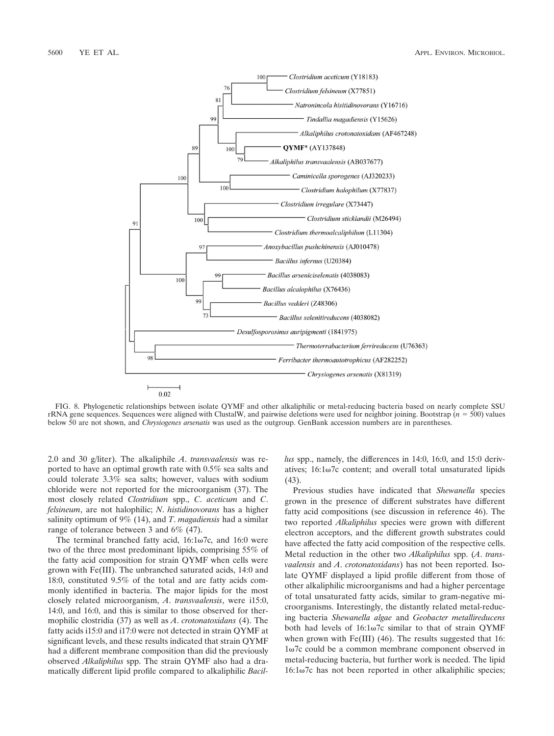FIG. 8. Phylogenetic relationships between isolate QYMF and other alkaliphilic or metal-reducing bacteria based on nearly complete SSU rRNA gene sequences. Sequences were aligned with ClustalW, and pairwise deletions were used for neighbor joining. Bootstrap ($n = 500$) values below 50 are not shown, and *Chrysiogenes arsenatis* was used as the outgroup. GenBank accession numbers are in parentheses.

2.0 and 30 g/liter). The alkaliphile *A. transvaalensis* was reported to have an optimal growth rate with 0.5% sea salts and could tolerate 3.3% sea salts; however, values with sodium chloride were not reported for the microorganism (37). The most closely related *Clostridium* spp., *C. aceticum* and *C. felsineum*, are not halophilic; *N. histidinovorans* has a higher salinity optimum of 9% (14), and *T. magadiensis* had a similar range of tolerance between 3 and 6% (47).

The terminal branched fatty acid, 16:1ω7c, and 16:0 were two of the three most predominant lipids, comprising 55% of the fatty acid composition for strain QYMF when cells were grown with Fe(III). The unbranched saturated acids, 14:0 and 18:0, constituted 9.5% of the total and are fatty acids commonly identified in bacteria. The major lipids for the most closely related microorganism, *A. transvaalensis*, were i15:0, 14:0, and 16:0, and this is similar to those observed for thermophilic clostridia (37) as well as *A. crotonatoxidans* (4). The fatty acids i15:0 and i17:0 were not detected in strain QYMF at significant levels, and these results indicated that strain QYMF had a different membrane composition than did the previously observed *Alkaliphilus* spp. The strain QYMF also had a dramatically different lipid profile compared to alkaliphilic *Bacillus* spp., namely, the differences in 14:0, 16:0, and 15:0 derivatives; 16:1ω7c content; and overall total unsaturated lipids (43).

Previous studies have indicated that *Shewanella* species grown in the presence of different substrates have different fatty acid compositions (see discussion in reference 46). The two reported *Alkaliphilus* species were grown with different electron acceptors, and the different growth substrates could have affected the fatty acid composition of the respective cells. Metal reduction in the other two *Alkaliphilus* spp. (*A. transvaalensis* and *A. crotonatoxidans*) has not been reported. Isolate QYMF displayed a lipid profile different from those of other alkaliphilic microorganisms and had a higher percentage of total unsaturated fatty acids, similar to gram-negative microorganisms. Interestingly, the distantly related metal-reducing bacteria *Shewanella algae* and *Geobacter metallireducens* both had levels of 16:1ω7c similar to that of strain QYMF when grown with Fe(III) (46). The results suggested that 16:1ω7c could be a common membrane component observed in metal-reducing bacteria, but further work is needed. The lipid 16:1ω7c has not been reported in other alkaliphilic species;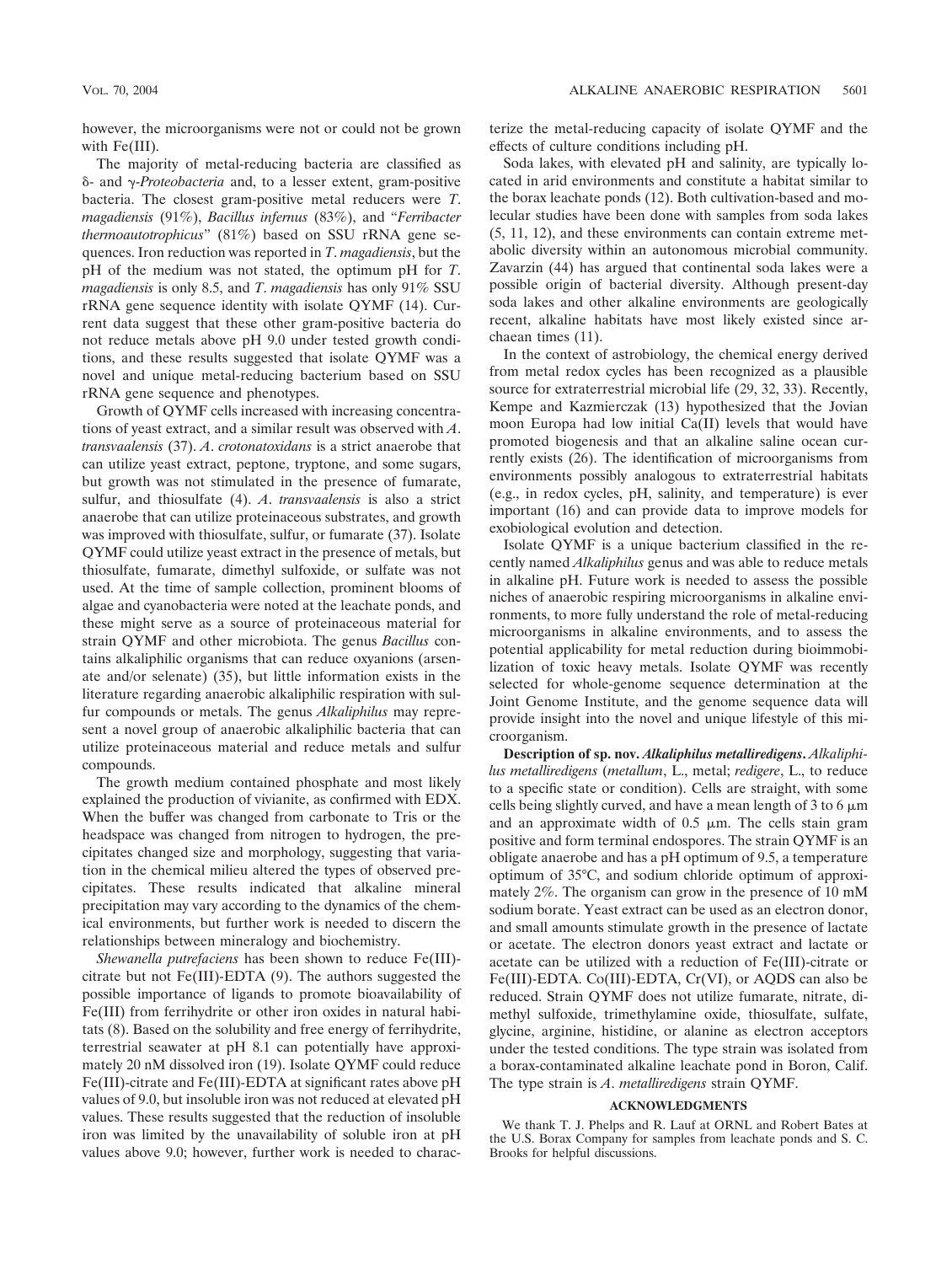however, the microorganisms were not or could not be grown with Fe(III).

The majority of metal-reducing bacteria are classified as δ- and γ-*Proteobacteria* and, to a lesser extent, gram-positive bacteria. The closest gram-positive metal reducers were *T. magadiensis* (91%), *Bacillus infernus* (83%), and "*Ferribacter thermoautotrophicus*" (81%) based on SSU rRNA gene sequences. Iron reduction was reported in *T. magadiensis*, but the pH of the medium was not stated, the optimum pH for *T. magadiensis* is only 8.5, and *T. magadiensis* has only 91% SSU rRNA gene sequence identity with isolate QYMF (14). Current data suggest that these other gram-positive bacteria do not reduce metals above pH 9.0 under tested growth conditions, and these results suggested that isolate QYMF was a novel and unique metal-reducing bacterium based on SSU rRNA gene sequence and phenotypes.

Growth of QYMF cells increased with increasing concentrations of yeast extract, and a similar result was observed with *A. transvaalensis* (37). *A. crotonatoxidans* is a strict anaerobe that can utilize yeast extract, peptone, tryptone, and some sugars, but growth was not stimulated in the presence of fumarate, sulfur, and thiosulfate (4). *A. transvaalensis* is also a strict anaerobe that can utilize proteinaceous substrates, and growth was improved with thiosulfate, sulfur, or fumarate (37). Isolate QYMF could utilize yeast extract in the presence of metals, but thiosulfate, fumarate, dimethyl sulfoxide, or sulfate was not used. At the time of sample collection, prominent blooms of algae and cyanobacteria were noted at the leachate ponds, and these might serve as a source of proteinaceous material for strain QYMF and other microbiota. The genus *Bacillus* contains alkaliphilic organisms that can reduce oxyanions (arsenate and/or selenate) (35), but little information exists in the literature regarding anaerobic alkaliphilic respiration with sulfur compounds or metals. The genus *Alkaliphilus* may represent a novel group of anaerobic alkaliphilic bacteria that can utilize proteinaceous material and reduce metals and sulfur compounds.

The growth medium contained phosphate and most likely explained the production of vivianite, as confirmed with EDX. When the buffer was changed from carbonate to Tris or the headspace was changed from nitrogen to hydrogen, the precipitates changed size and morphology, suggesting that variation in the chemical milieu altered the types of observed precipitates. These results indicated that alkaline mineral precipitation may vary according to the dynamics of the chemical environments, but further work is needed to discern the relationships between mineralogy and biochemistry.

*Shewanella putrefaciens* has been shown to reduce Fe(III)-citrate but not Fe(III)-EDTA (9). The authors suggested the possible importance of ligands to promote bioavailability of Fe(III) from ferrihydrite or other iron oxides in natural habitats (8). Based on the solubility and free energy of ferrihydrite, terrestrial seawater at pH 8.1 can potentially have approximately 20 nM dissolved iron (19). Isolate QYMF could reduce Fe(III)-citrate and Fe(III)-EDTA at significant rates above pH values of 9.0, but insoluble iron was not reduced at elevated pH values. These results suggested that the reduction of insoluble iron was limited by the unavailability of soluble iron at pH values above 9.0; however, further work is needed to characterize the metal-reducing capacity of isolate QYMF and the effects of culture conditions including pH.

Soda lakes, with elevated pH and salinity, are typically located in arid environments and constitute a habitat similar to the borax leachate ponds (12). Both cultivation-based and molecular studies have been done with samples from soda lakes (5, 11, 12), and these environments can contain extreme metabolic diversity within an autonomous microbial community. Zavarzin (44) has argued that continental soda lakes were a possible origin of bacterial diversity. Although present-day soda lakes and other alkaline environments are geologically recent, alkaline habitats have most likely existed since archaean times (11).

In the context of astrobiology, the chemical energy derived from metal redox cycles has been recognized as a plausible source for extraterrestrial microbial life (29, 32, 33). Recently, Kempe and Kazmierczak (13) hypothesized that the Jovian moon Europa had low initial Ca(II) levels that would have promoted biogenesis and that an alkaline saline ocean currently exists (26). The identification of microorganisms from environments possibly analogous to extraterrestrial habitats (e.g., in redox cycles, pH, salinity, and temperature) is ever important (16) and can provide data to improve models for exobiological evolution and detection.

Isolate QYMF is a unique bacterium classified in the recently named *Alkaliphilus* genus and was able to reduce metals in alkaline pH. Future work is needed to assess the possible niches of anaerobic respiring microorganisms in alkaline environments, to more fully understand the role of metal-reducing microorganisms in alkaline environments, and to assess the potential applicability for metal reduction during bioimmobilization of toxic heavy metals. Isolate QYMF was recently selected for whole-genome sequence determination at the Joint Genome Institute, and the genome sequence data will provide insight into the novel and unique lifestyle of this microorganism.

**Description of sp. nov. *Alkaliphilus metalliredigens*.** *Alkaliphilus metalliredigens* (*metallum*, L., metal; *redigere*, L., to reduce to a specific state or condition). Cells are straight, with some cells being slightly curved, and have a mean length of 3 to 6 μm and an approximate width of 0.5 μm. The cells stain gram positive and form terminal endospores. The strain QYMF is an obligate anaerobe and has a pH optimum of 9.5, a temperature optimum of 35°C, and sodium chloride optimum of approximately 2%. The organism can grow in the presence of 10 mM sodium borate. Yeast extract can be used as an electron donor, and small amounts stimulate growth in the presence of lactate or acetate. The electron donors yeast extract and lactate or acetate can be utilized with a reduction of Fe(III)-citrate or Fe(III)-EDTA. Co(III)-EDTA, Cr(VI), or AQDS can also be reduced. Strain QYMF does not utilize fumarate, nitrate, dimethyl sulfoxide, trimethylamine oxide, thiosulfate, sulfate, glycine, arginine, histidine, or alanine as electron acceptors under the tested conditions. The type strain was isolated from a borax-contaminated alkaline leachate pond in Boron, Calif. The type strain is *A. metalliredigens* strain QYMF.

## ACKNOWLEDGMENTS

We thank T. J. Phelps and R. Lauf at ORNL and Robert Bates at the U.S. Borax Company for samples from leachate ponds and S. C. Brooks for helpful discussions.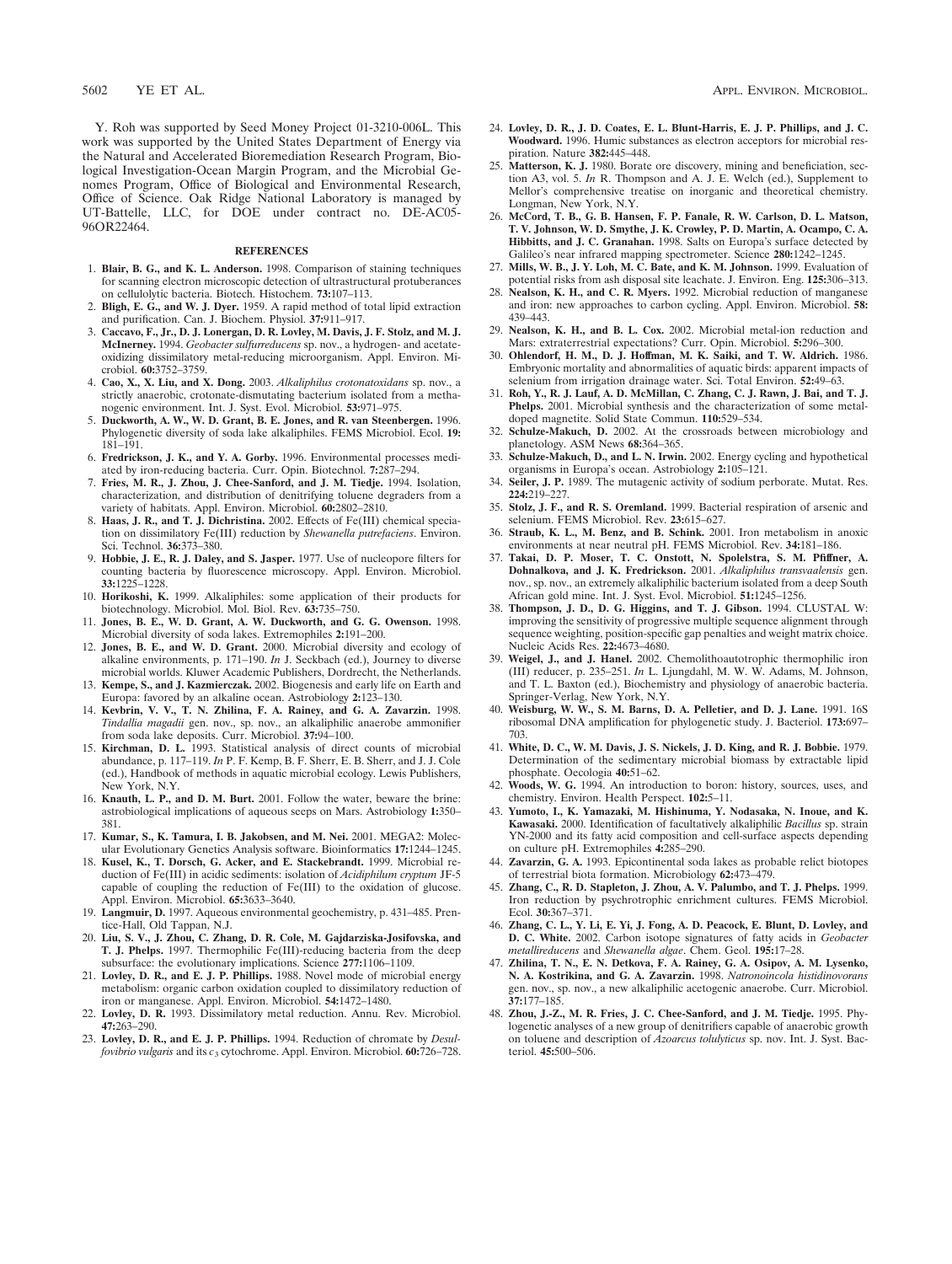Y. Roh was supported by Seed Money Project 01-3210-006L. This work was supported by the United States Department of Energy via the Natural and Accelerated Bioremediation Research Program, Biological Investigation-Ocean Margin Program, and the Microbial Genomes Program, Office of Biological and Environmental Research, Office of Science. Oak Ridge National Laboratory is managed by UT-Battelle, LLC, for DOE under contract no. DE-AC05-96OR22464.

## REFERENCES

1. **Blair, B. G., and K. L. Anderson.** 1998. Comparison of staining techniques for scanning electron microscopic detection of ultrastructural protuberances on cellulolytic bacteria. Biotech. Histochem. **73:**107–113.
2. **Bligh, E. G., and W. J. Dyer.** 1959. A rapid method of total lipid extraction and purification. Can. J. Biochem. Physiol. **37:**911–917.
3. **Caccavo, F., Jr., D. J. Lonergan, D. R. Lovley, M. Davis, J. F. Stolz, and M. J. McInerney.** 1994. *Geobacter sulfurreducens* sp. nov., a hydrogen- and acetate-oxidizing dissimilatory metal-reducing microorganism. Appl. Environ. Microbiol. **60:**3752–3759.
4. **Cao, X., X. Liu, and X. Dong.** 2003. *Alkaliphilus crotonatoxidans* sp. nov., a strictly anaerobic, crotonate-dismutating bacterium isolated from a methanogenic environment. Int. J. Syst. Evol. Microbiol. **53:**971–975.
5. **Duckworth, A. W., W. D. Grant, B. E. Jones, and R. van Steenbergen.** 1996. Phylogenetic diversity of soda lake alkaliphiles. FEMS Microbiol. Ecol. **19:** 181–191.
6. **Fredrickson, J. K., and Y. A. Gorby.** 1996. Environmental processes mediated by iron-reducing bacteria. Curr. Opin. Biotechnol. **7:**287–294.
7. **Fries, M. R., J. Zhou, J. Chee-Sanford, and J. M. Tiedje.** 1994. Isolation, characterization, and distribution of denitrifying toluene degraders from a variety of habitats. Appl. Environ. Microbiol. **60:**2802–2810.
8. **Haas, J. R., and T. J. Dichristina.** 2002. Effects of Fe(III) chemical speciation on dissimilatory Fe(III) reduction by *Shewanella putrefaciens*. Environ. Sci. Technol. **36:**373–380.
9. **Hobbie, J. E., R. J. Daley, and S. Jasper.** 1977. Use of nucleopore filters for counting bacteria by fluorescence microscopy. Appl. Environ. Microbiol. **33:**1225–1228.
10. **Horikoshi, K.** 1999. Alkaliphiles: some application of their products for biotechnology. Microbiol. Mol. Biol. Rev. **63:**735–750.
11. **Jones, B. E., W. D. Grant, A. W. Duckworth, and G. G. Owenson.** 1998. Microbial diversity of soda lakes. Extremophiles **2:**191–200.
12. **Jones, B. E., and W. D. Grant.** 2000. Microbial diversity and ecology of alkaline environments, p. 171–190. *In* J. Seckbach (ed.), Journey to diverse microbial worlds. Kluwer Academic Publishers, Dordrecht, the Netherlands.
13. **Kempe, S., and J. Kazmierczak.** 2002. Biogenesis and early life on Earth and Europa: favored by an alkaline ocean. Astrobiology **2:**123–130.
14. **Kevbrin, V. V., T. N. Zhilina, F. A. Rainey, and G. A. Zavarzin.** 1998. *Tindallia magadii* gen. nov., sp. nov., an alkaliphilic anaerobe ammonifier from soda lake deposits. Curr. Microbiol. **37:**94–100.
15. **Kirchman, D. L.** 1993. Statistical analysis of direct counts of microbial abundance, p. 117–119. *In* P. F. Kemp, B. F. Sherr, E. B. Sherr, and J. J. Cole (ed.), Handbook of methods in aquatic microbial ecology. Lewis Publishers, New York, N.Y.
16. **Knauth, L. P., and D. M. Burt.** 2001. Follow the water, beware the brine: astrobiological implications of aqueous seeps on Mars. Astrobiology **1:**350–381.
17. **Kumar, S., K. Tamura, I. B. Jakobsen, and M. Nei.** 2001. MEGA2: Molecular Evolutionary Genetics Analysis software. Bioinformatics **17:**1244–1245.
18. **Kusel, K., T. Dorsch, G. Acker, and E. Stackebrandt.** 1999. Microbial reduction of Fe(III) in acidic sediments: isolation of *Acidiphilum cryptum* JF-5 capable of coupling the reduction of Fe(III) to the oxidation of glucose. Appl. Environ. Microbiol. **65:**3633–3640.
19. **Langmuir, D.** 1997. Aqueous environmental geochemistry, p. 431–485. Prentice-Hall, Old Tappan, N.J.
20. **Liu, S. V., J. Zhou, C. Zhang, D. R. Cole, M. Gajdarziska-Josifovska, and T. J. Phelps.** 1997. Thermophilic Fe(III)-reducing bacteria from the deep subsurface: the evolutionary implications. Science **277:**1106–1109.
21. **Lovley, D. R., and E. J. P. Phillips.** 1988. Novel mode of microbial energy metabolism: organic carbon oxidation coupled to dissimilatory reduction of iron or manganese. Appl. Environ. Microbiol. **54:**1472–1480.
22. **Lovley, D. R.** 1993. Dissimilatory metal reduction. Annu. Rev. Microbiol. **47:**263–290.
23. **Lovley, D. R., and E. J. P. Phillips.** 1994. Reduction of chromate by *Desulfovibrio vulgaris* and its $c_3$ cytochrome. Appl. Environ. Microbiol. **60:**726–728.
24. **Lovley, D. R., J. D. Coates, E. L. Blunt-Harris, E. J. P. Phillips, and J. C. Woodward.** 1996. Humic substances as electron acceptors for microbial respiration. Nature **382:**445–448.
25. **Matterson, K. J.** 1980. Borate ore discovery, mining and beneficiation, section A3, vol. 5. *In* R. Thompson and A. J. E. Welch (ed.), Supplement to Mellor's comprehensive treatise on inorganic and theoretical chemistry. Longman, New York, N.Y.
26. **McCord, T. B., G. B. Hansen, F. P. Fanale, R. W. Carlson, D. L. Matson, T. V. Johnson, W. D. Smythe, J. K. Crowley, P. D. Martin, A. Ocampo, C. A. Hibbitts, and J. C. Granahan.** 1998. Salts on Europa's surface detected by Galileo's near infrared mapping spectrometer. Science **280:**1242–1245.
27. **Mills, W. B., J. Y. Loh, M. C. Bate, and K. M. Johnson.** 1999. Evaluation of potential risks from ash disposal site leachate. J. Environ. Eng. **125:**306–313.
28. **Nealson, K. H., and C. R. Myers.** 1992. Microbial reduction of manganese and iron: new approaches to carbon cycling. Appl. Environ. Microbiol. **58:** 439–443.
29. **Nealson, K. H., and B. L. Cox.** 2002. Microbial metal-ion reduction and Mars: extraterrestrial expectations? Curr. Opin. Microbiol. **5:**296–300.
30. **Ohlendorf, H. M., D. J. Hoffman, M. K. Saiki, and T. W. Aldrich.** 1986. Embryonic mortality and abnormalities of aquatic birds: apparent impacts of selenium from irrigation drainage water. Sci. Total Environ. **52:**49–63.
31. **Roh, Y., R. J. Lauf, A. D. McMillan, C. Zhang, C. J. Rawn, J. Bai, and T. J. Phelps.** 2001. Microbial synthesis and the characterization of some metal-doped magnetite. Solid State Commun. **110:**529–534.
32. **Schulze-Makuch, D.** 2002. At the crossroads between microbiology and planetology. ASM News **68:**364–365.
33. **Schulze-Makuch, D., and L. N. Irwin.** 2002. Energy cycling and hypothetical organisms in Europa's ocean. Astrobiology **2:**105–121.
34. **Seiler, J. P.** 1989. The mutagenic activity of sodium perborate. Mutat. Res. **224:**219–227.
35. **Stolz, J. F., and R. S. Oremland.** 1999. Bacterial respiration of arsenic and selenium. FEMS Microbiol. Rev. **23:**615–627.
36. **Straub, K. L., M. Benz, and B. Schink.** 2001. Iron metabolism in anoxic environments at near neutral pH. FEMS Microbiol. Rev. **34:**181–186.
37. **Takai, D. P. Moser, T. C. Onstott, N. Spolelstra, S. M. Pfiffner, A. Dohnalkova, and J. K. Fredrickson.** 2001. *Alkaliphilus transvaalensis* gen. nov., sp. nov., an extremely alkaliphilic bacterium isolated from a deep South African gold mine. Int. J. Syst. Evol. Microbiol. **51:**1245–1256.
38. **Thompson, J. D., D. G. Higgins, and T. J. Gibson.** 1994. CLUSTAL W: improving the sensitivity of progressive multiple sequence alignment through sequence weighting, position-specific gap penalties and weight matrix choice. Nucleic Acids Res. **22:**4673–4680.
39. **Weigel, J., and J. Hanel.** 2002. Chemolithoautotrophic thermophilic iron (III) reducer, p. 235–251. *In* L. Ljungdahl, M. W. W. Adams, M. Johnson, and T. L. Baxton (ed.), Biochemistry and physiology of anaerobic bacteria. Springer-Verlag, New York, N.Y.
40. **Weisburg, W. W., S. M. Barns, D. A. Pelletier, and D. J. Lane.** 1991. 16S ribosomal DNA amplification for phylogenetic study. J. Bacteriol. **173:**697–703.
41. **White, D. C., W. M. Davis, J. S. Nickels, J. D. King, and R. J. Bobbie.** 1979. Determination of the sedimentary microbial biomass by extractable lipid phosphate. Oecologia **40:**51–62.
42. **Woods, W. G.** 1994. An introduction to boron: history, sources, uses, and chemistry. Environ. Health Perspect. **102:**5–11.
43. **Yumoto, I., K. Yamazaki, M. Hishinuma, Y. Nodasaka, N. Inoue, and K. Kawasaki.** 2000. Identification of facultatively alkaliphilic *Bacillus* sp. strain YN-2000 and its fatty acid composition and cell-surface aspects depending on culture pH. Extremophiles **4:**285–290.
44. **Zavarzin, G. A.** 1993. Epicontinental soda lakes as probable relict biotopes of terrestrial biota formation. Microbiology **62:**473–479.
45. **Zhang, C., R. D. Stapleton, J. Zhou, A. V. Palumbo, and T. J. Phelps.** 1999. Iron reduction by psychrotrophic enrichment cultures. FEMS Microbiol. Ecol. **30:**367–371.
46. **Zhang, C. L., Y. Li, E. Yi, J. Fong, A. D. Peacock, E. Blunt, D. Lovley, and D. C. White.** 2002. Carbon isotope signatures of fatty acids in *Geobacter metallireducens* and *Shewanella algae*. Chem. Geol. **195:**17–28.
47. **Zhilina, T. N., E. N. Detkova, F. A. Rainey, G. A. Osipov, A. M. Lysenko, N. A. Kostrikina, and G. A. Zavarzin.** 1998. *Natronoincola histidinovorans* gen. nov., sp. nov., a new alkaliphilic acetogenic anaerobe. Curr. Microbiol. **37:**177–185.
48. **Zhou, J.-Z., M. R. Fries, J. C. Chee-Sanford, and J. M. Tiedje.** 1995. Phylogenetic analyses of a new group of denitrifiers capable of anaerobic growth on toluene and description of *Azoarcus tolulyticus* sp. nov. Int. J. Syst. Bacteriol. **45:**500–506.